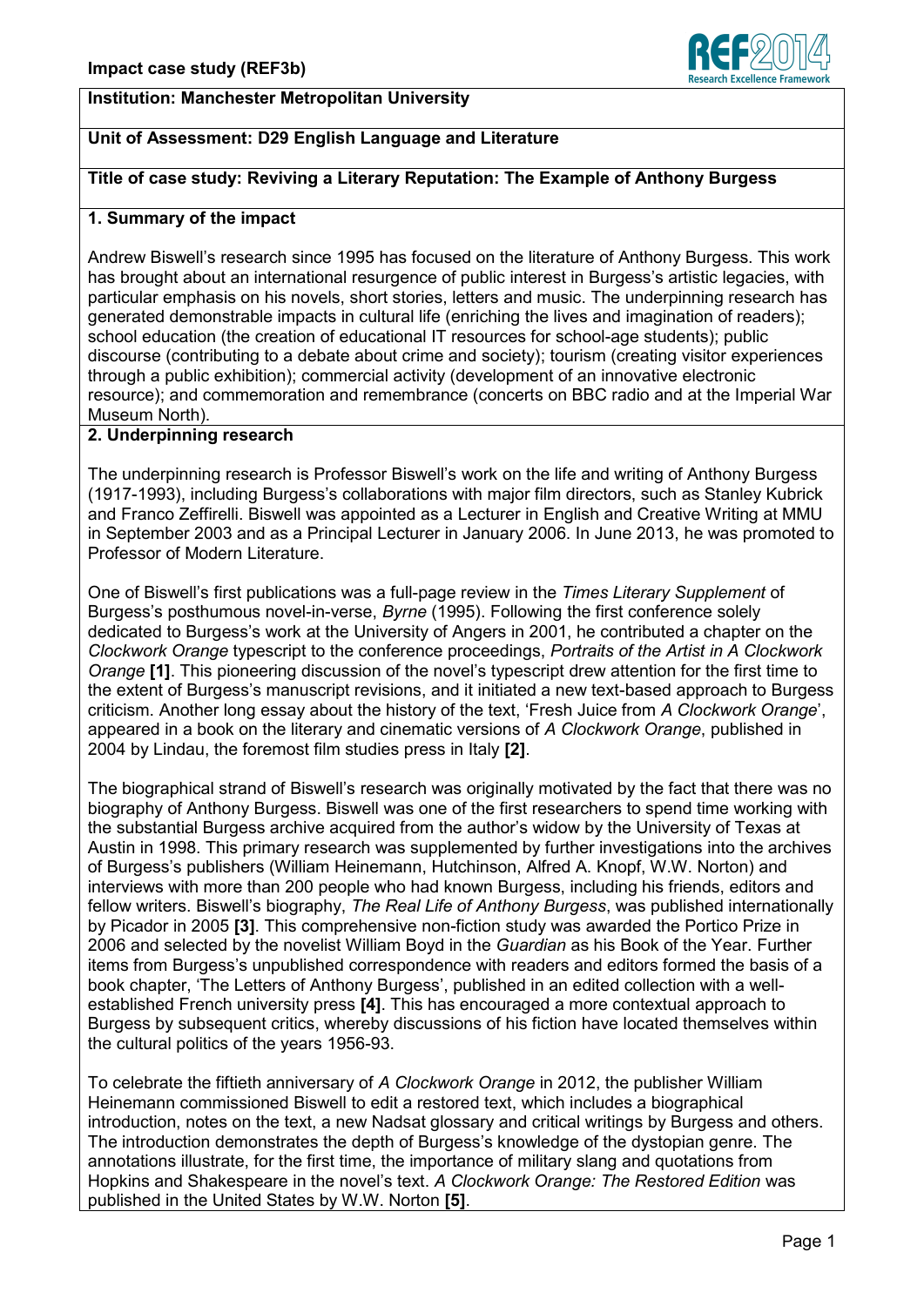**Impact case study (REF3b)**

**Institution: Manchester Metropolitan University**

**Unit of Assessment: D29 English Language and Literature**

**Title of case study: Reviving a Literary Reputation: The Example of Anthony Burgess**

## 1. Summary of the impact

Andrew Biswell's research since 1995 has focused on the literature of Anthony Burgess. This work has brought about an international resurgence of public interest in Burgess's artistic legacies, with particular emphasis on his novels, short stories, letters and music. The underpinning research has generated demonstrable impacts in cultural life (enriching the lives and imagination of readers); school education (the creation of educational IT resources for school-age students); public discourse (contributing to a debate about crime and society); tourism (creating visitor experiences through a public exhibition); commercial activity (development of an innovative electronic resource); and commemoration and remembrance (concerts on BBC radio and at the Imperial War Museum North).

## 2. Underpinning research

The underpinning research is Professor Biswell's work on the life and writing of Anthony Burgess (1917-1993), including Burgess's collaborations with major film directors, such as Stanley Kubrick and Franco Zeffirelli. Biswell was appointed as a Lecturer in English and Creative Writing at MMU in September 2003 and as a Principal Lecturer in January 2006. In June 2013, he was promoted to Professor of Modern Literature.

One of Biswell's first publications was a full-page review in the *Times Literary Supplement* of Burgess's posthumous novel-in-verse, *Byrne* (1995). Following the first conference solely dedicated to Burgess's work at the University of Angers in 2001, he contributed a chapter on the *Clockwork Orange* typescript to the conference proceedings, *Portraits of the Artist in A Clockwork Orange* **[1]**. This pioneering discussion of the novel's typescript drew attention for the first time to the extent of Burgess's manuscript revisions, and it initiated a new text-based approach to Burgess criticism. Another long essay about the history of the text, 'Fresh Juice from *A Clockwork Orange*', appeared in a book on the literary and cinematic versions of *A Clockwork Orange*, published in 2004 by Lindau, the foremost film studies press in Italy **[2]**.

The biographical strand of Biswell's research was originally motivated by the fact that there was no biography of Anthony Burgess. Biswell was one of the first researchers to spend time working with the substantial Burgess archive acquired from the author's widow by the University of Texas at Austin in 1998. This primary research was supplemented by further investigations into the archives of Burgess's publishers (William Heinemann, Hutchinson, Alfred A. Knopf, W.W. Norton) and interviews with more than 200 people who had known Burgess, including his friends, editors and fellow writers. Biswell's biography, *The Real Life of Anthony Burgess*, was published internationally by Picador in 2005 **[3]**. This comprehensive non-fiction study was awarded the Portico Prize in 2006 and selected by the novelist William Boyd in the *Guardian* as his Book of the Year. Further items from Burgess's unpublished correspondence with readers and editors formed the basis of a book chapter, 'The Letters of Anthony Burgess', published in an edited collection with a well-established French university press **[4]**. This has encouraged a more contextual approach to Burgess by subsequent critics, whereby discussions of his fiction have located themselves within the cultural politics of the years 1956-93.

To celebrate the fiftieth anniversary of *A Clockwork Orange* in 2012, the publisher William Heinemann commissioned Biswell to edit a restored text, which includes a biographical introduction, notes on the text, a new Nadsat glossary and critical writings by Burgess and others. The introduction demonstrates the depth of Burgess's knowledge of the dystopian genre. The annotations illustrate, for the first time, the importance of military slang and quotations from Hopkins and Shakespeare in the novel's text. *A Clockwork Orange: The Restored Edition* was published in the United States by W.W. Norton **[5]**.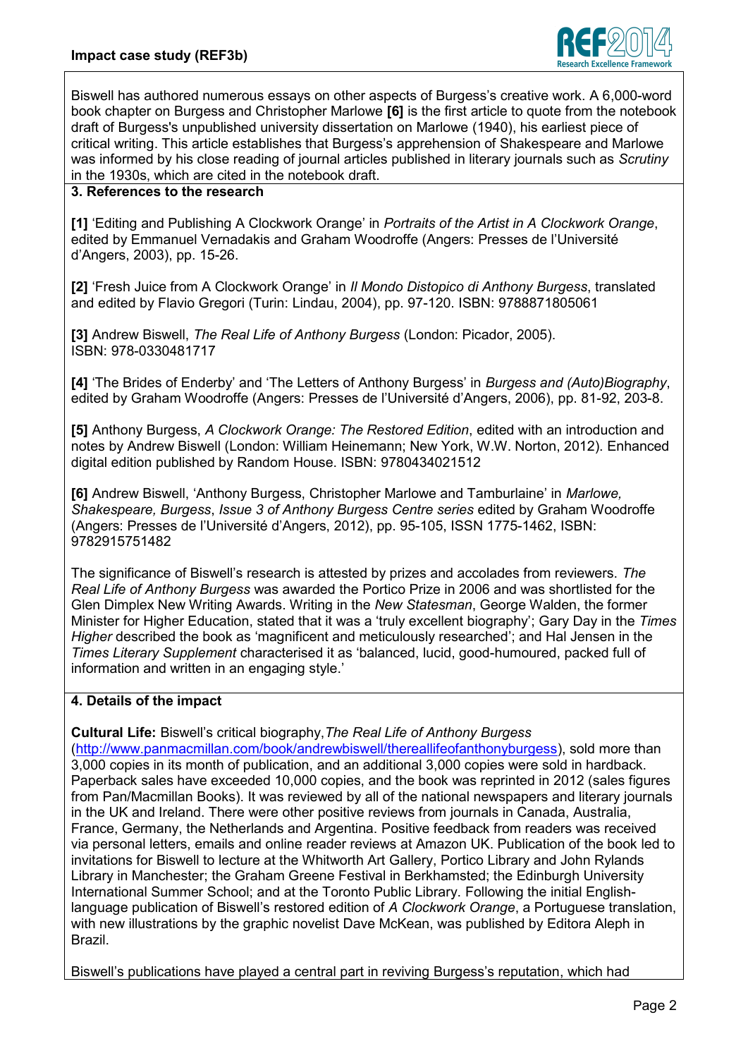Biswell has authored numerous essays on other aspects of Burgess's creative work. A 6,000-word book chapter on Burgess and Christopher Marlowe **[6]** is the first article to quote from the notebook draft of Burgess's unpublished university dissertation on Marlowe (1940), his earliest piece of critical writing. This article establishes that Burgess's apprehension of Shakespeare and Marlowe was informed by his close reading of journal articles published in literary journals such as *Scrutiny* in the 1930s, which are cited in the notebook draft.

## 3. References to the research

**[1]** 'Editing and Publishing A Clockwork Orange' in *Portraits of the Artist in A Clockwork Orange*, edited by Emmanuel Vernadakis and Graham Woodroffe (Angers: Presses de l'Université d'Angers, 2003), pp. 15-26.

**[2]** 'Fresh Juice from A Clockwork Orange' in *Il Mondo Distopico di Anthony Burgess*, translated and edited by Flavio Gregori (Turin: Lindau, 2004), pp. 97-120. ISBN: 9788871805061

**[3]** Andrew Biswell, *The Real Life of Anthony Burgess* (London: Picador, 2005). ISBN: 978-0330481717

**[4]** 'The Brides of Enderby' and 'The Letters of Anthony Burgess' in *Burgess and (Auto)Biography*, edited by Graham Woodroffe (Angers: Presses de l'Université d'Angers, 2006), pp. 81-92, 203-8.

**[5]** Anthony Burgess, *A Clockwork Orange: The Restored Edition*, edited with an introduction and notes by Andrew Biswell (London: William Heinemann; New York, W.W. Norton, 2012). Enhanced digital edition published by Random House. ISBN: 9780434021512

**[6]** Andrew Biswell, 'Anthony Burgess, Christopher Marlowe and Tamburlaine' in *Marlowe, Shakespeare, Burgess*, *Issue 3 of Anthony Burgess Centre series* edited by Graham Woodroffe (Angers: Presses de l'Université d'Angers, 2012), pp. 95-105, ISSN 1775-1462, ISBN: 9782915751482

The significance of Biswell's research is attested by prizes and accolades from reviewers. *The Real Life of Anthony Burgess* was awarded the Portico Prize in 2006 and was shortlisted for the Glen Dimplex New Writing Awards. Writing in the *New Statesman*, George Walden, the former Minister for Higher Education, stated that it was a 'truly excellent biography'; Gary Day in the *Times Higher* described the book as 'magnificent and meticulously researched'; and Hal Jensen in the *Times Literary Supplement* characterised it as 'balanced, lucid, good-humoured, packed full of information and written in an engaging style.'

## 4. Details of the impact

**Cultural Life:** Biswell's critical biography, *The Real Life of Anthony Burgess* (http://www.panmacmillan.com/book/andrewbiswell/thereallifeofanthonyburgess), sold more than 3,000 copies in its month of publication, and an additional 3,000 copies were sold in hardback. Paperback sales have exceeded 10,000 copies, and the book was reprinted in 2012 (sales figures from Pan/Macmillan Books). It was reviewed by all of the national newspapers and literary journals in the UK and Ireland. There were other positive reviews from journals in Canada, Australia, France, Germany, the Netherlands and Argentina. Positive feedback from readers was received via personal letters, emails and online reader reviews at Amazon UK. Publication of the book led to invitations for Biswell to lecture at the Whitworth Art Gallery, Portico Library and John Rylands Library in Manchester; the Graham Greene Festival in Berkhamsted; the Edinburgh University International Summer School; and at the Toronto Public Library. Following the initial English-language publication of Biswell's restored edition of *A Clockwork Orange*, a Portuguese translation, with new illustrations by the graphic novelist Dave McKean, was published by Editora Aleph in Brazil.

Biswell's publications have played a central part in reviving Burgess's reputation, which had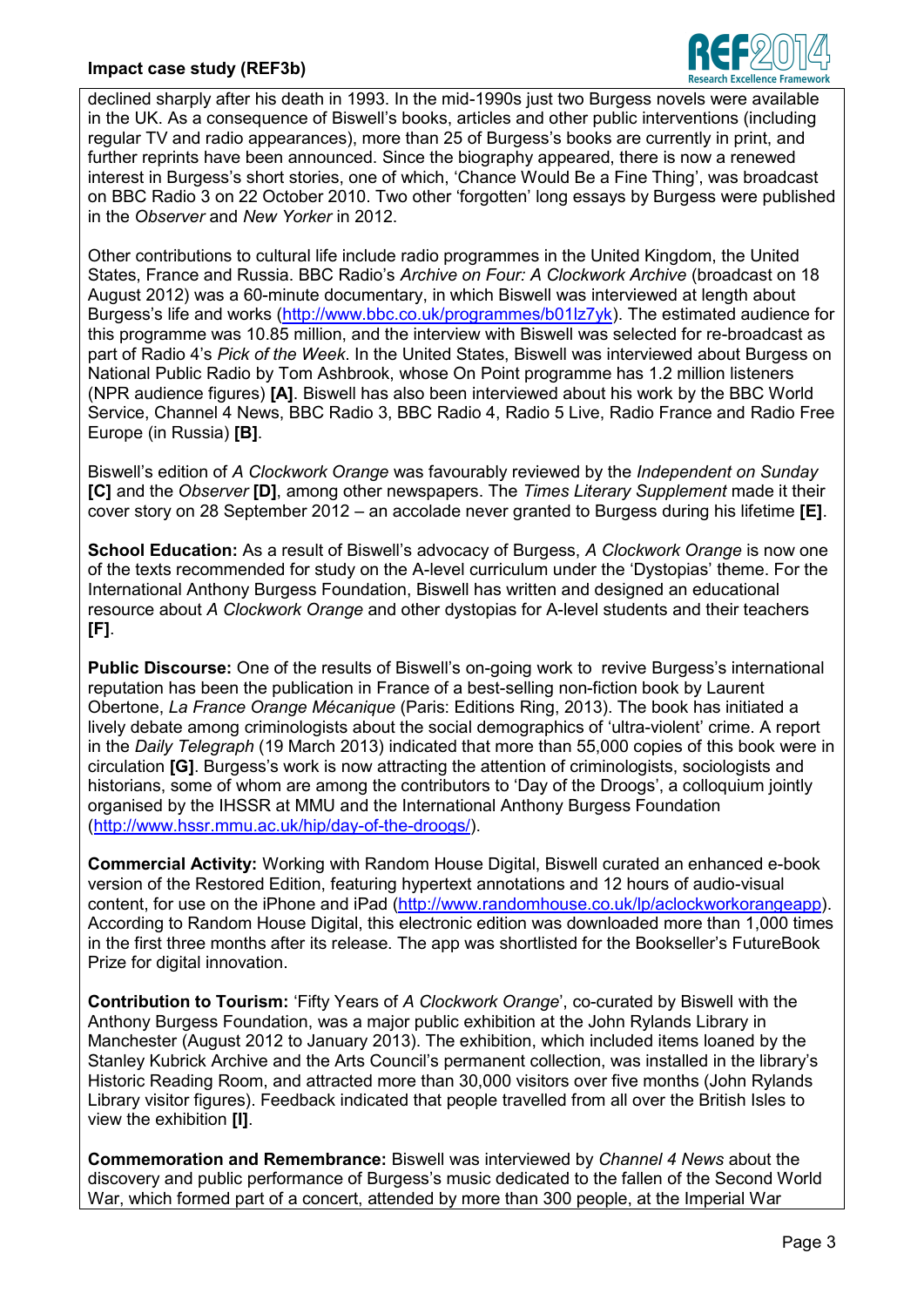declined sharply after his death in 1993. In the mid-1990s just two Burgess novels were available in the UK. As a consequence of Biswell's books, articles and other public interventions (including regular TV and radio appearances), more than 25 of Burgess's books are currently in print, and further reprints have been announced. Since the biography appeared, there is now a renewed interest in Burgess's short stories, one of which, 'Chance Would Be a Fine Thing', was broadcast on BBC Radio 3 on 22 October 2010. Two other 'forgotten' long essays by Burgess were published in the *Observer* and *New Yorker* in 2012.

Other contributions to cultural life include radio programmes in the United Kingdom, the United States, France and Russia. BBC Radio's *Archive on Four: A Clockwork Archive* (broadcast on 18 August 2012) was a 60-minute documentary, in which Biswell was interviewed at length about Burgess's life and works (http://www.bbc.co.uk/programmes/b01lz7yk). The estimated audience for this programme was 10.85 million, and the interview with Biswell was selected for re-broadcast as part of Radio 4's *Pick of the Week*. In the United States, Biswell was interviewed about Burgess on National Public Radio by Tom Ashbrook, whose On Point programme has 1.2 million listeners (NPR audience figures) **[A]**. Biswell has also been interviewed about his work by the BBC World Service, Channel 4 News, BBC Radio 3, BBC Radio 4, Radio 5 Live, Radio France and Radio Free Europe (in Russia) **[B]**.

Biswell's edition of *A Clockwork Orange* was favourably reviewed by the *Independent on Sunday* **[C]** and the *Observer* **[D]**, among other newspapers. The *Times Literary Supplement* made it their cover story on 28 September 2012 – an accolade never granted to Burgess during his lifetime **[E]**.

**School Education:** As a result of Biswell's advocacy of Burgess, *A Clockwork Orange* is now one of the texts recommended for study on the A-level curriculum under the 'Dystopias' theme. For the International Anthony Burgess Foundation, Biswell has written and designed an educational resource about *A Clockwork Orange* and other dystopias for A-level students and their teachers **[F]**.

**Public Discourse:** One of the results of Biswell's on-going work to revive Burgess's international reputation has been the publication in France of a best-selling non-fiction book by Laurent Obertone, *La France Orange Mécanique* (Paris: Editions Ring, 2013). The book has initiated a lively debate among criminologists about the social demographics of 'ultra-violent' crime. A report in the *Daily Telegraph* (19 March 2013) indicated that more than 55,000 copies of this book were in circulation **[G]**. Burgess's work is now attracting the attention of criminologists, sociologists and historians, some of whom are among the contributors to 'Day of the Droogs', a colloquium jointly organised by the IHSSR at MMU and the International Anthony Burgess Foundation (http://www.hssr.mmu.ac.uk/hip/day-of-the-droogs/).

**Commercial Activity:** Working with Random House Digital, Biswell curated an enhanced e-book version of the Restored Edition, featuring hypertext annotations and 12 hours of audio-visual content, for use on the iPhone and iPad (http://www.randomhouse.co.uk/lp/aclockworkorangeapp). According to Random House Digital, this electronic edition was downloaded more than 1,000 times in the first three months after its release. The app was shortlisted for the Bookseller's FutureBook Prize for digital innovation.

**Contribution to Tourism:** 'Fifty Years of *A Clockwork Orange*', co-curated by Biswell with the Anthony Burgess Foundation, was a major public exhibition at the John Rylands Library in Manchester (August 2012 to January 2013). The exhibition, which included items loaned by the Stanley Kubrick Archive and the Arts Council's permanent collection, was installed in the library's Historic Reading Room, and attracted more than 30,000 visitors over five months (John Rylands Library visitor figures). Feedback indicated that people travelled from all over the British Isles to view the exhibition **[I]**.

**Commemoration and Remembrance:** Biswell was interviewed by *Channel 4 News* about the discovery and public performance of Burgess's music dedicated to the fallen of the Second World War, which formed part of a concert, attended by more than 300 people, at the Imperial War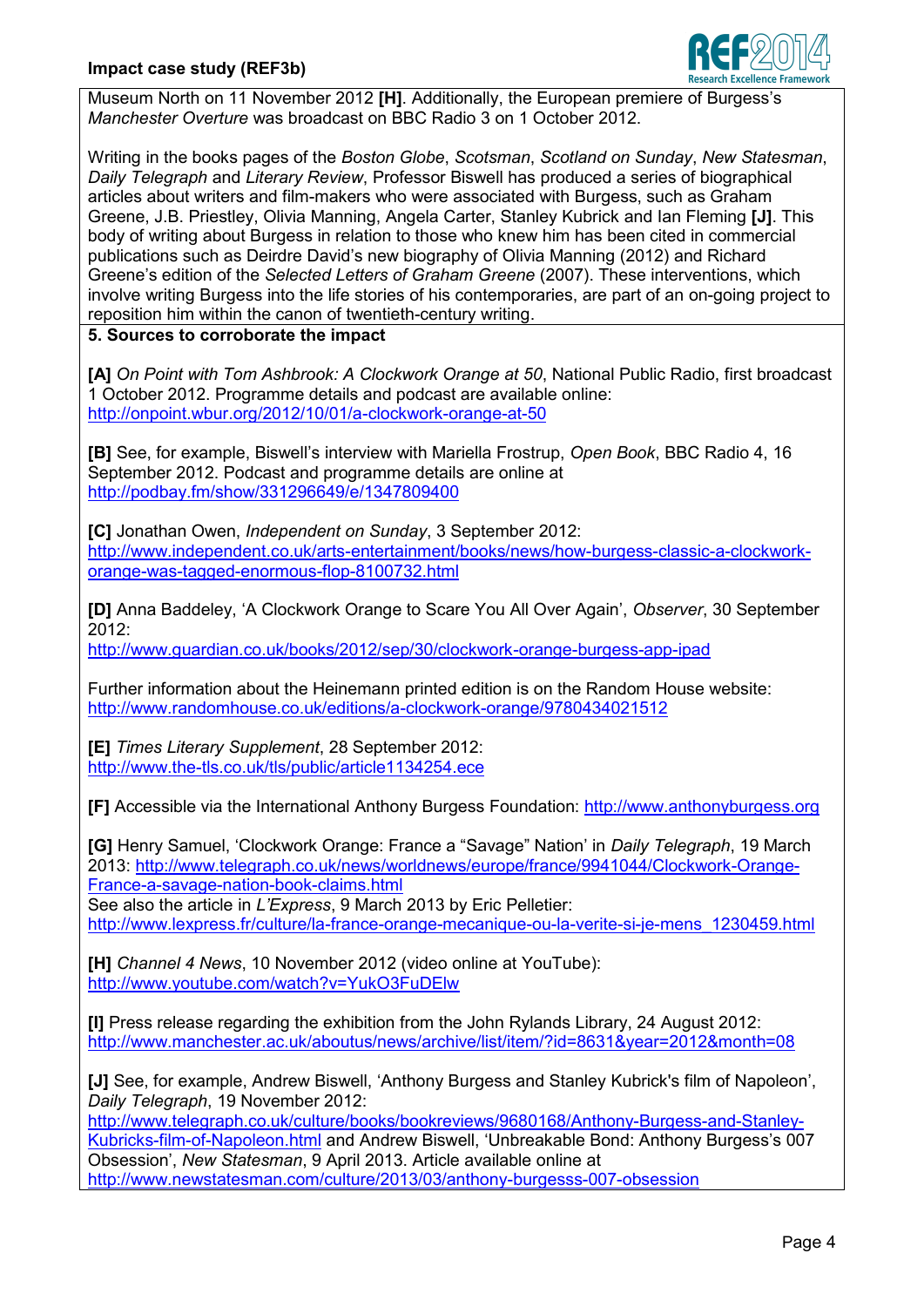Museum North on 11 November 2012 **[H]**. Additionally, the European premiere of Burgess's *Manchester Overture* was broadcast on BBC Radio 3 on 1 October 2012.

Writing in the books pages of the *Boston Globe*, *Scotsman*, *Scotland on Sunday*, *New Statesman*, *Daily Telegraph* and *Literary Review*, Professor Biswell has produced a series of biographical articles about writers and film-makers who were associated with Burgess, such as Graham Greene, J.B. Priestley, Olivia Manning, Angela Carter, Stanley Kubrick and Ian Fleming **[J]**. This body of writing about Burgess in relation to those who knew him has been cited in commercial publications such as Deirdre David's new biography of Olivia Manning (2012) and Richard Greene's edition of the *Selected Letters of Graham Greene* (2007). These interventions, which involve writing Burgess into the life stories of his contemporaries, are part of an on-going project to reposition him within the canon of twentieth-century writing.

**5. Sources to corroborate the impact**

**[A]** *On Point with Tom Ashbrook: A Clockwork Orange at 50*, National Public Radio, first broadcast 1 October 2012. Programme details and podcast are available online: http://onpoint.wbur.org/2012/10/01/a-clockwork-orange-at-50

**[B]** See, for example, Biswell's interview with Mariella Frostrup, *Open Book*, BBC Radio 4, 16 September 2012. Podcast and programme details are online at http://podbay.fm/show/331296649/e/1347809400

**[C]** Jonathan Owen, *Independent on Sunday*, 3 September 2012: http://www.independent.co.uk/arts-entertainment/books/news/how-burgess-classic-a-clockwork-orange-was-tagged-enormous-flop-8100732.html

**[D]** Anna Baddeley, 'A Clockwork Orange to Scare You All Over Again', *Observer*, 30 September 2012: http://www.guardian.co.uk/books/2012/sep/30/clockwork-orange-burgess-app-ipad

Further information about the Heinemann printed edition is on the Random House website: http://www.randomhouse.co.uk/editions/a-clockwork-orange/9780434021512

**[E]** *Times Literary Supplement*, 28 September 2012: http://www.the-tls.co.uk/tls/public/article1134254.ece

**[F]** Accessible via the International Anthony Burgess Foundation: http://www.anthonyburgess.org

**[G]** Henry Samuel, 'Clockwork Orange: France a "Savage" Nation' in *Daily Telegraph*, 19 March 2013: http://www.telegraph.co.uk/news/worldnews/europe/france/9941044/Clockwork-Orange-France-a-savage-nation-book-claims.html
See also the article in *L'Express*, 9 March 2013 by Eric Pelletier: http://www.lexpress.fr/culture/la-france-orange-mecanique-ou-la-verite-si-je-mens_1230459.html

**[H]** *Channel 4 News*, 10 November 2012 (video online at YouTube): http://www.youtube.com/watch?v=YukO3FuDElw

**[I]** Press release regarding the exhibition from the John Rylands Library, 24 August 2012: http://www.manchester.ac.uk/aboutus/news/archive/list/item/?id=8631&year=2012&month=08

**[J]** See, for example, Andrew Biswell, 'Anthony Burgess and Stanley Kubrick's film of Napoleon', *Daily Telegraph*, 19 November 2012: http://www.telegraph.co.uk/culture/books/bookreviews/9680168/Anthony-Burgess-and-Stanley-Kubricks-film-of-Napoleon.html and Andrew Biswell, 'Unbreakable Bond: Anthony Burgess's 007 Obsession', *New Statesman*, 9 April 2013. Article available online at http://www.newstatesman.com/culture/2013/03/anthony-burgesss-007-obsession